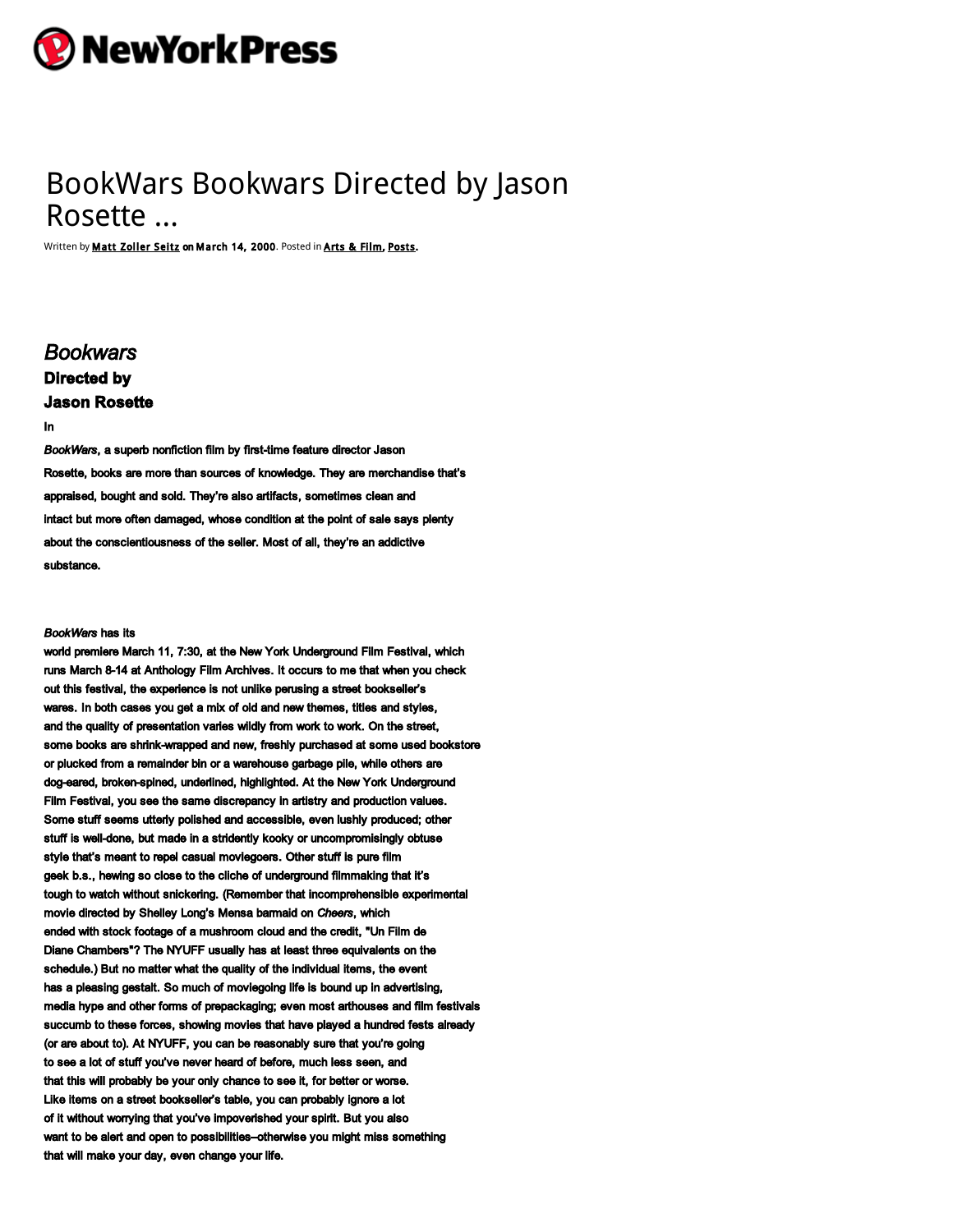# BookWars Bookwars Directed by Jason Rosette ...

Written by **Matt Zoller Seitz** on **March 14, 2000**. Posted in **Arts & Film**, **Posts**.

## *Bookwars*

### Directed by Jason Rosette

In *BookWars*, a superb nonfiction film by first-time feature director Jason Rosette, books are more than sources of knowledge. They are merchandise that's appraised, bought and sold. They're also artifacts, sometimes clean and intact but more often damaged, whose condition at the point of sale says plenty about the conscientiousness of the seller. Most of all, they're an addictive substance.

*BookWars* has its world premiere March 11, 7:30, at the New York Underground Film Festival, which runs March 8-14 at Anthology Film Archives. It occurs to me that when you check out this festival, the experience is not unlike perusing a street bookseller's wares. In both cases you get a mix of old and new themes, titles and styles, and the quality of presentation varies wildly from work to work. On the street, some books are shrink-wrapped and new, freshly purchased at some used bookstore or plucked from a remainder bin or a warehouse garbage pile, while others are dog-eared, broken-spined, underlined, highlighted. At the New York Underground Film Festival, you see the same discrepancy in artistry and production values. Some stuff seems utterly polished and accessible, even lushly produced; other stuff is well-done, but made in a stridently kooky or uncompromisingly obtuse style that's meant to repel casual moviegoers. Other stuff is pure film geek b.s., hewing so close to the cliche of underground filmmaking that it's tough to watch without snickering. (Remember that incomprehensible experimental movie directed by Shelley Long's Mensa barmaid on *Cheers*, which ended with stock footage of a mushroom cloud and the credit, "Un Film de Diane Chambers"? The NYUFF usually has at least three equivalents on the schedule.) But no matter what the quality of the individual items, the event has a pleasing gestalt. So much of moviegoing life is bound up in advertising, media hype and other forms of prepackaging; even most arthouses and film festivals succumb to these forces, showing movies that have played a hundred fests already (or are about to). At NYUFF, you can be reasonably sure that you're going to see a lot of stuff you've never heard of before, much less seen, and that this will probably be your only chance to see it, for better or worse. Like items on a street bookseller's table, you can probably ignore a lot of it without worrying that you've impoverished your spirit. But you also want to be alert and open to possibilities–otherwise you might miss something that will make your day, even change your life.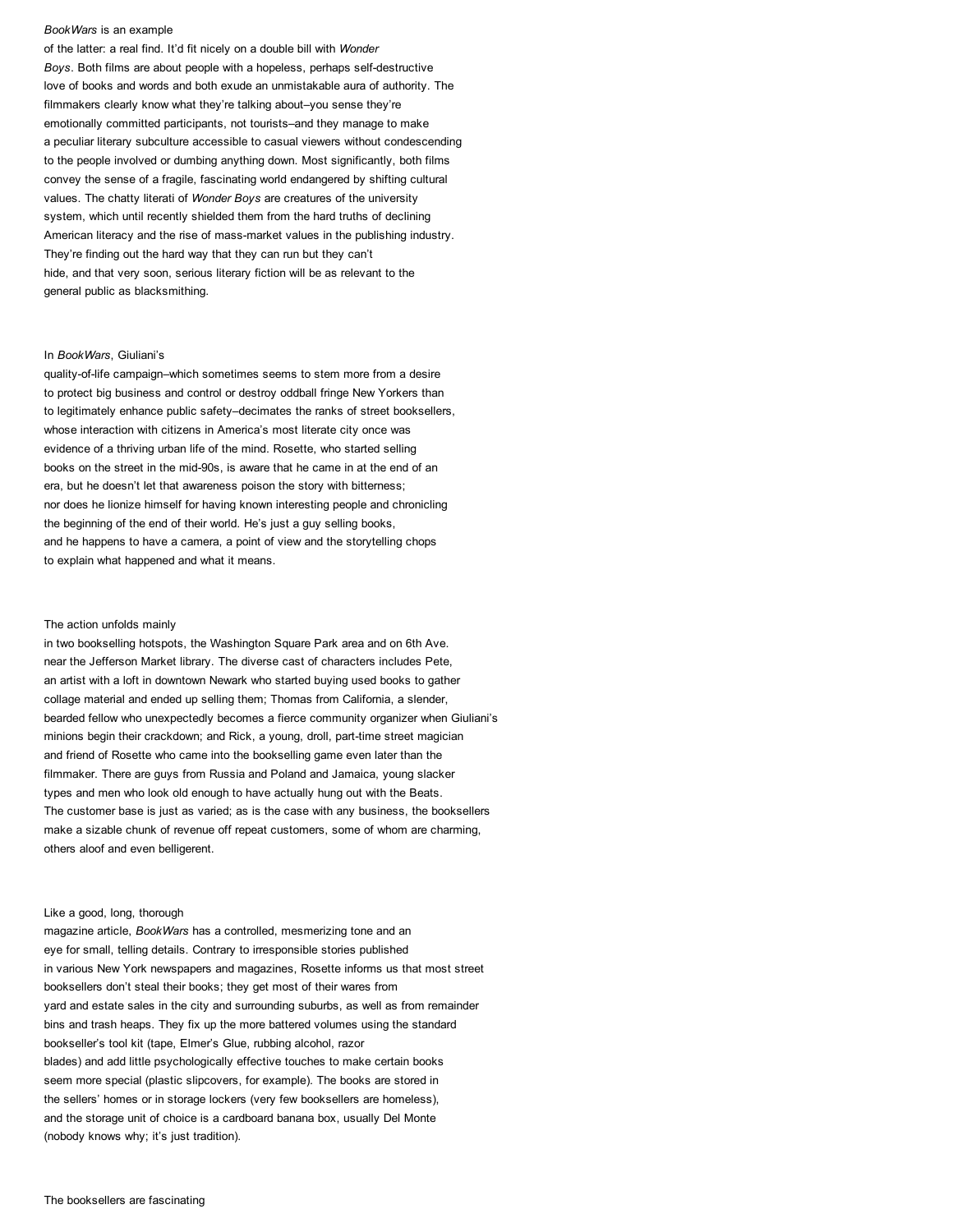*BookWars* is an example of the latter: a real find. It'd fit nicely on a double bill with *Wonder Boys*. Both films are about people with a hopeless, perhaps self-destructive love of books and words and both exude an unmistakable aura of authority. The filmmakers clearly know what they're talking about–you sense they're emotionally committed participants, not tourists–and they manage to make a peculiar literary subculture accessible to casual viewers without condescending to the people involved or dumbing anything down. Most significantly, both films convey the sense of a fragile, fascinating world endangered by shifting cultural values. The chatty literati of *Wonder Boys* are creatures of the university system, which until recently shielded them from the hard truths of declining American literacy and the rise of mass-market values in the publishing industry. They're finding out the hard way that they can run but they can't hide, and that very soon, serious literary fiction will be as relevant to the general public as blacksmithing.

In *BookWars*, Giuliani's quality-of-life campaign–which sometimes seems to stem more from a desire to protect big business and control or destroy oddball fringe New Yorkers than to legitimately enhance public safety–decimates the ranks of street booksellers, whose interaction with citizens in America's most literate city once was evidence of a thriving urban life of the mind. Rosette, who started selling books on the street in the mid-90s, is aware that he came in at the end of an era, but he doesn't let that awareness poison the story with bitterness; nor does he lionize himself for having known interesting people and chronicling the beginning of the end of their world. He's just a guy selling books, and he happens to have a camera, a point of view and the storytelling chops to explain what happened and what it means.

The action unfolds mainly in two bookselling hotspots, the Washington Square Park area and on 6th Ave. near the Jefferson Market library. The diverse cast of characters includes Pete, an artist with a loft in downtown Newark who started buying used books to gather collage material and ended up selling them; Thomas from California, a slender, bearded fellow who unexpectedly becomes a fierce community organizer when Giuliani's minions begin their crackdown; and Rick, a young, droll, part-time street magician and friend of Rosette who came into the bookselling game even later than the filmmaker. There are guys from Russia and Poland and Jamaica, young slacker types and men who look old enough to have actually hung out with the Beats. The customer base is just as varied; as is the case with any business, the booksellers make a sizable chunk of revenue off repeat customers, some of whom are charming, others aloof and even belligerent.

Like a good, long, thorough magazine article, *BookWars* has a controlled, mesmerizing tone and an eye for small, telling details. Contrary to irresponsible stories published in various New York newspapers and magazines, Rosette informs us that most street booksellers don't steal their books; they get most of their wares from yard and estate sales in the city and surrounding suburbs, as well as from remainder bins and trash heaps. They fix up the more battered volumes using the standard bookseller's tool kit (tape, Elmer's Glue, rubbing alcohol, razor blades) and add little psychologically effective touches to make certain books seem more special (plastic slipcovers, for example). The books are stored in the sellers' homes or in storage lockers (very few booksellers are homeless), and the storage unit of choice is a cardboard banana box, usually Del Monte (nobody knows why; it's just tradition).

The booksellers are fascinating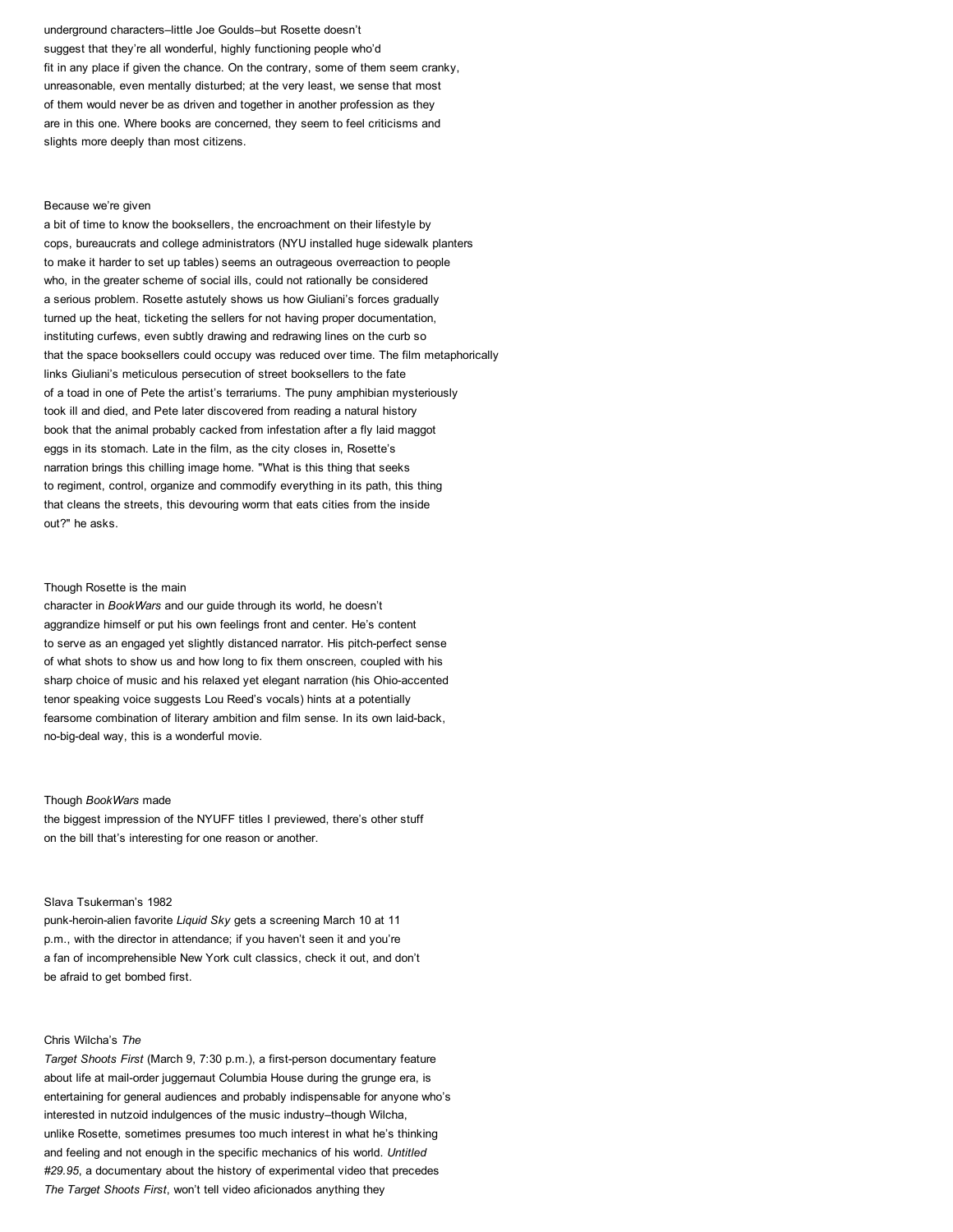underground characters–little Joe Goulds–but Rosette doesn't suggest that they're all wonderful, highly functioning people who'd fit in any place if given the chance. On the contrary, some of them seem cranky, unreasonable, even mentally disturbed; at the very least, we sense that most of them would never be as driven and together in another profession as they are in this one. Where books are concerned, they seem to feel criticisms and slights more deeply than most citizens.

Because we're given a bit of time to know the booksellers, the encroachment on their lifestyle by cops, bureaucrats and college administrators (NYU installed huge sidewalk planters to make it harder to set up tables) seems an outrageous overreaction to people who, in the greater scheme of social ills, could not rationally be considered a serious problem. Rosette astutely shows us how Giuliani's forces gradually turned up the heat, ticketing the sellers for not having proper documentation, instituting curfews, even subtly drawing and redrawing lines on the curb so that the space booksellers could occupy was reduced over time. The film metaphorically links Giuliani's meticulous persecution of street booksellers to the fate of a toad in one of Pete the artist's terrariums. The puny amphibian mysteriously took ill and died, and Pete later discovered from reading a natural history book that the animal probably cacked from infestation after a fly laid maggot eggs in its stomach. Late in the film, as the city closes in, Rosette's narration brings this chilling image home. "What is this thing that seeks to regiment, control, organize and commodify everything in its path, this thing that cleans the streets, this devouring worm that eats cities from the inside out?" he asks.

Though Rosette is the main character in *BookWars* and our guide through its world, he doesn't aggrandize himself or put his own feelings front and center. He's content to serve as an engaged yet slightly distanced narrator. His pitch-perfect sense of what shots to show us and how long to fix them onscreen, coupled with his sharp choice of music and his relaxed yet elegant narration (his Ohio-accented tenor speaking voice suggests Lou Reed's vocals) hints at a potentially fearsome combination of literary ambition and film sense. In its own laid-back, no-big-deal way, this is a wonderful movie.

Though *BookWars* made the biggest impression of the NYUFF titles I previewed, there's other stuff on the bill that's interesting for one reason or another.

Slava Tsukerman's 1982 punk-heroin-alien favorite *Liquid Sky* gets a screening March 10 at 11 p.m., with the director in attendance; if you haven't seen it and you're a fan of incomprehensible New York cult classics, check it out, and don't be afraid to get bombed first.

Chris Wilcha's *The Target Shoots First* (March 9, 7:30 p.m.), a first-person documentary feature about life at mail-order juggernaut Columbia House during the grunge era, is entertaining for general audiences and probably indispensable for anyone who's interested in nutzoid indulgences of the music industry–though Wilcha, unlike Rosette, sometimes presumes too much interest in what he's thinking and feeling and not enough in the specific mechanics of his world. *Untitled #29.95*, a documentary about the history of experimental video that precedes *The Target Shoots First*, won't tell video aficionados anything they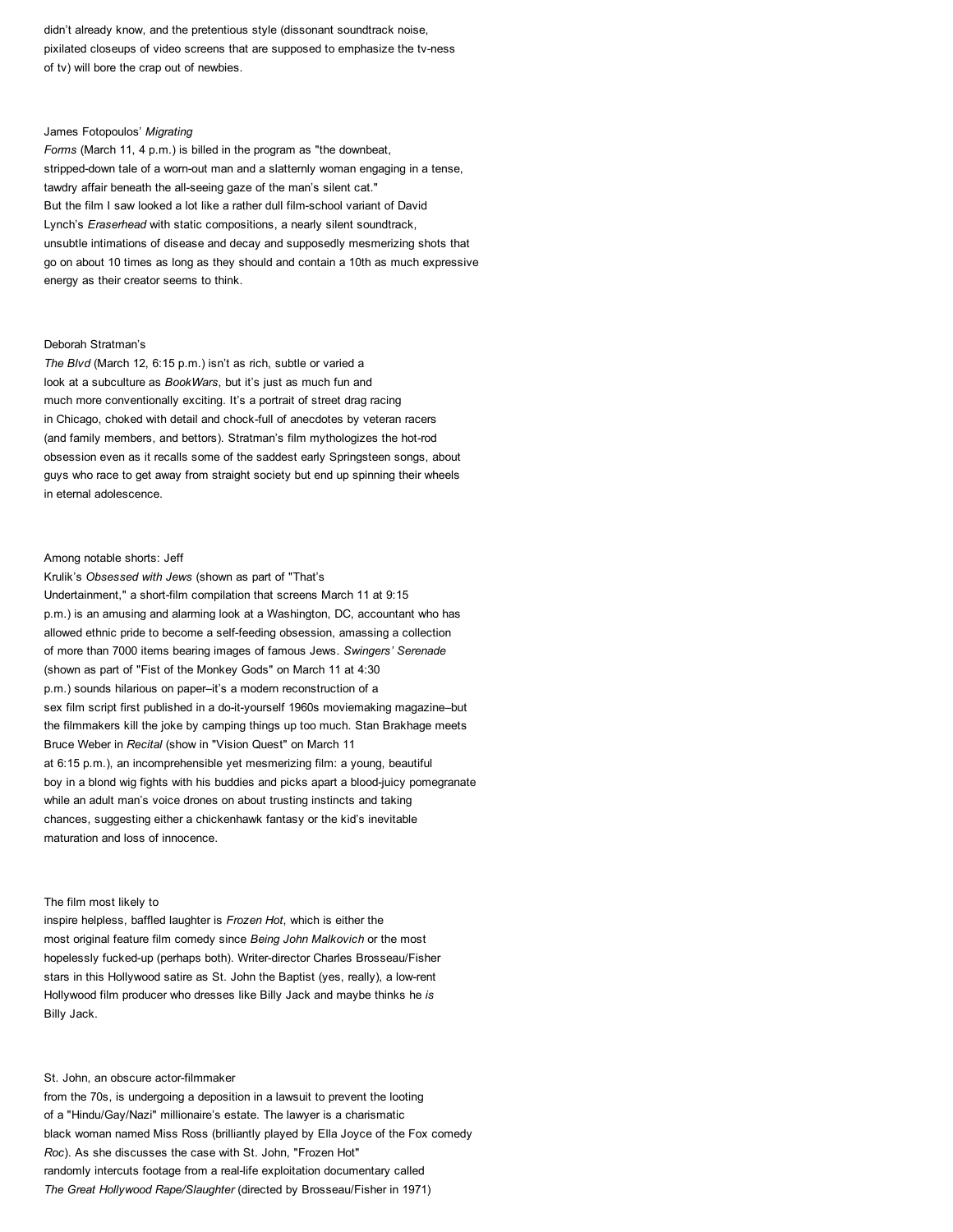didn't already know, and the pretentious style (dissonant soundtrack noise, pixilated closeups of video screens that are supposed to emphasize the tv-ness of tv) will bore the crap out of newbies.

James Fotopoulos' *Migrating Forms* (March 11, 4 p.m.) is billed in the program as "the downbeat, stripped-down tale of a worn-out man and a slatternly woman engaging in a tense, tawdry affair beneath the all-seeing gaze of the man's silent cat." But the film I saw looked a lot like a rather dull film-school variant of David Lynch's *Eraserhead* with static compositions, a nearly silent soundtrack, unsubtle intimations of disease and decay and supposedly mesmerizing shots that go on about 10 times as long as they should and contain a 10th as much expressive energy as their creator seems to think.

Deborah Stratman's *The Blvd* (March 12, 6:15 p.m.) isn't as rich, subtle or varied a look at a subculture as *BookWars*, but it's just as much fun and much more conventionally exciting. It's a portrait of street drag racing in Chicago, choked with detail and chock-full of anecdotes by veteran racers (and family members, and bettors). Stratman's film mythologizes the hot-rod obsession even as it recalls some of the saddest early Springsteen songs, about guys who race to get away from straight society but end up spinning their wheels in eternal adolescence.

Among notable shorts: Jeff Krulik's *Obsessed with Jews* (shown as part of "That's Undertainment," a short-film compilation that screens March 11 at 9:15 p.m.) is an amusing and alarming look at a Washington, DC, accountant who has allowed ethnic pride to become a self-feeding obsession, amassing a collection of more than 7000 items bearing images of famous Jews. *Swingers' Serenade* (shown as part of "Fist of the Monkey Gods" on March 11 at 4:30 p.m.) sounds hilarious on paper–it's a modern reconstruction of a sex film script first published in a do-it-yourself 1960s moviemaking magazine–but the filmmakers kill the joke by camping things up too much. Stan Brakhage meets Bruce Weber in *Recital* (show in "Vision Quest" on March 11 at 6:15 p.m.), an incomprehensible yet mesmerizing film: a young, beautiful boy in a blond wig fights with his buddies and picks apart a blood-juicy pomegranate while an adult man's voice drones on about trusting instincts and taking chances, suggesting either a chickenhawk fantasy or the kid's inevitable maturation and loss of innocence.

The film most likely to inspire helpless, baffled laughter is *Frozen Hot*, which is either the most original feature film comedy since *Being John Malkovich* or the most hopelessly fucked-up (perhaps both). Writer-director Charles Brosseau/Fisher stars in this Hollywood satire as St. John the Baptist (yes, really), a low-rent Hollywood film producer who dresses like Billy Jack and maybe thinks he *is* Billy Jack.

St. John, an obscure actor-filmmaker from the 70s, is undergoing a deposition in a lawsuit to prevent the looting of a "Hindu/Gay/Nazi" millionaire's estate. The lawyer is a charismatic black woman named Miss Ross (brilliantly played by Ella Joyce of the Fox comedy *Roc*). As she discusses the case with St. John, "Frozen Hot" randomly intercuts footage from a real-life exploitation documentary called *The Great Hollywood Rape/Slaughter* (directed by Brosseau/Fisher in 1971)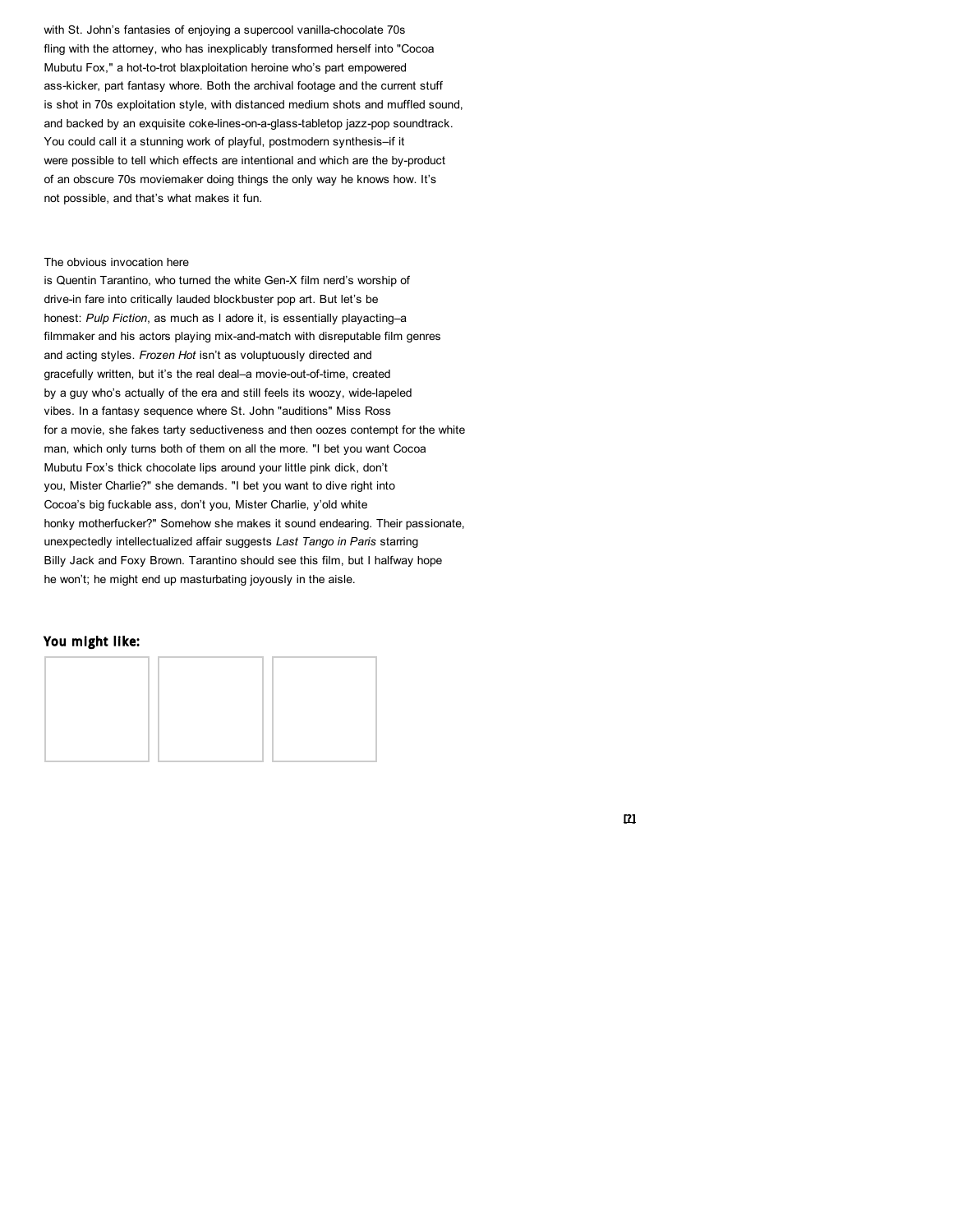with St. John's fantasies of enjoying a supercool vanilla-chocolate 70s fling with the attorney, who has inexplicably transformed herself into "Cocoa Mubutu Fox," a hot-to-trot blaxploitation heroine who's part empowered ass-kicker, part fantasy whore. Both the archival footage and the current stuff is shot in 70s exploitation style, with distanced medium shots and muffled sound, and backed by an exquisite coke-lines-on-a-glass-tabletop jazz-pop soundtrack. You could call it a stunning work of playful, postmodern synthesis–if it were possible to tell which effects are intentional and which are the by-product of an obscure 70s moviemaker doing things the only way he knows how. It's not possible, and that's what makes it fun.

The obvious invocation here is Quentin Tarantino, who turned the white Gen-X film nerd's worship of drive-in fare into critically lauded blockbuster pop art. But let's be honest: *Pulp Fiction*, as much as I adore it, is essentially playacting–a filmmaker and his actors playing mix-and-match with disreputable film genres and acting styles. *Frozen Hot* isn't as voluptuously directed and gracefully written, but it's the real deal–a movie-out-of-time, created by a guy who's actually of the era and still feels its woozy, wide-lapeled vibes. In a fantasy sequence where St. John "auditions" Miss Ross for a movie, she fakes tarty seductiveness and then oozes contempt for the white man, which only turns both of them on all the more. "I bet you want Cocoa Mubutu Fox's thick chocolate lips around your little pink dick, don't you, Mister Charlie?" she demands. "I bet you want to dive right into Cocoa's big fuckable ass, don't you, Mister Charlie, y'old white honky motherfucker?" Somehow she makes it sound endearing. Their passionate, unexpectedly intellectualized affair suggests *Last Tango in Paris* starring Billy Jack and Foxy Brown. Tarantino should see this film, but I halfway hope he won't; he might end up masturbating joyously in the aisle.

**You might like:**

[?]